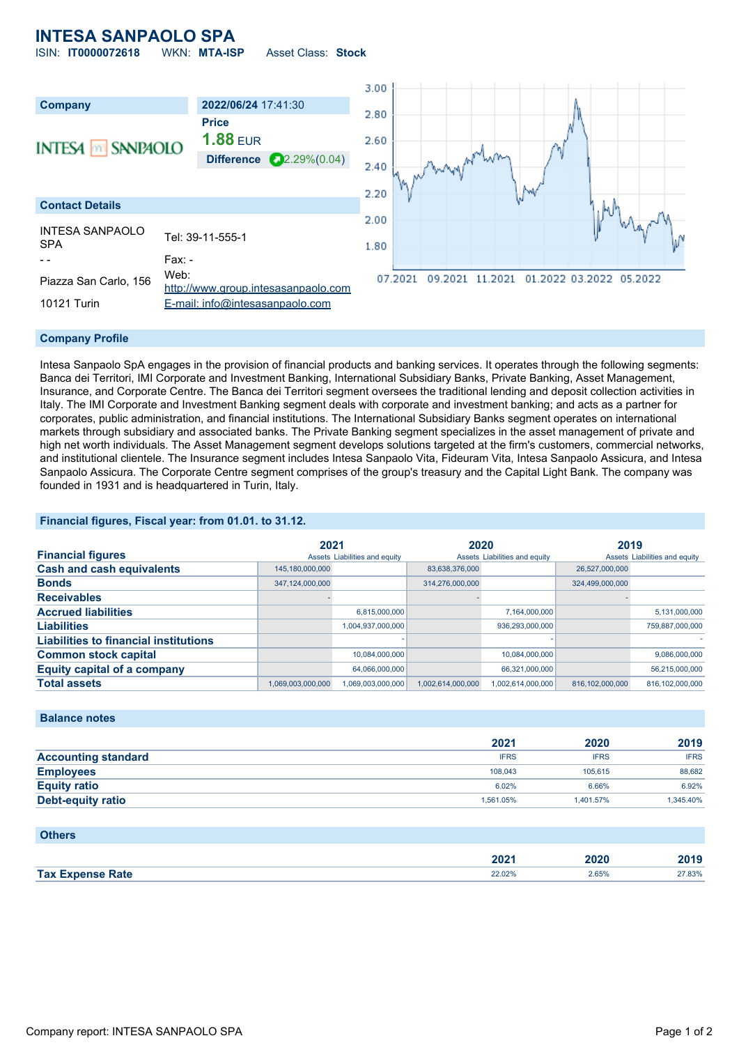# INTESA SANPAOLO SPA

ISIN: **IT0000072618** WKN: **MTA-ISP** Asset Class: **Stock**

| Company | 2022/06/24 17:41:30 |
|---|---|
| INTESA SANPAOLO | Price |
| | **1.88** EUR |
| | Difference 2.29%(0.04) |

## Contact Details

| | |
|---|---|
| INTESA SANPAOLO SPA | Tel: 39-11-555-1 |
| - - | Fax: - |
| Piazza San Carlo, 156 | Web: http://www.group.intesasanpaolo.com |
| 10121 Turin | E-mail: info@intesasanpaolo.com |

## Company Profile

Intesa Sanpaolo SpA engages in the provision of financial products and banking services. It operates through the following segments: Banca dei Territori, IMI Corporate and Investment Banking, International Subsidiary Banks, Private Banking, Asset Management, Insurance, and Corporate Centre. The Banca dei Territori segment oversees the traditional lending and deposit collection activities in Italy. The IMI Corporate and Investment Banking segment deals with corporate and investment banking; and acts as a partner for corporates, public administration, and financial institutions. The International Subsidiary Banks segment operates on international markets through subsidiary and associated banks. The Private Banking segment specializes in the asset management of private and high net worth individuals. The Asset Management segment develops solutions targeted at the firm's customers, commercial networks, and institutional clientele. The Insurance segment includes Intesa Sanpaolo Vita, Fideuram Vita, Intesa Sanpaolo Assicura, and Intesa Sanpaolo Assicura. The Corporate Centre segment comprises of the group's treasury and the Capital Light Bank. The company was founded in 1931 and is headquartered in Turin, Italy.

## Financial figures, Fiscal year: from 01.01. to 31.12.

| Financial figures | 2021 Assets | 2021 Liabilities and equity | 2020 Assets | 2020 Liabilities and equity | 2019 Assets | 2019 Liabilities and equity |
|---|---|---|---|---|---|---|
| Cash and cash equivalents | 145,180,000,000 | | 83,638,376,000 | | 26,527,000,000 | |
| Bonds | 347,124,000,000 | | 314,276,000,000 | | 324,499,000,000 | |
| Receivables | - | | - | | - | |
| Accrued liabilities | | 6,815,000,000 | | 7,164,000,000 | | 5,131,000,000 |
| Liabilities | | 1,004,937,000,000 | | 936,293,000,000 | | 759,887,000,000 |
| Liabilities to financial institutions | | - | | - | | - |
| Common stock capital | | 10,084,000,000 | | 10,084,000,000 | | 9,086,000,000 |
| Equity capital of a company | | 64,066,000,000 | | 66,321,000,000 | | 56,215,000,000 |
| Total assets | 1,069,003,000,000 | 1,069,003,000,000 | 1,002,614,000,000 | 1,002,614,000,000 | 816,102,000,000 | 816,102,000,000 |

## Balance notes

| | 2021 | 2020 | 2019 |
|---|---|---|---|
| Accounting standard | IFRS | IFRS | IFRS |
| Employees | 108,043 | 105,615 | 88,682 |
| Equity ratio | 6.02% | 6.66% | 6.92% |
| Debt-equity ratio | 1,561.05% | 1,401.57% | 1,345.40% |

## Others

| | 2021 | 2020 | 2019 |
|---|---|---|---|
| Tax Expense Rate | 22.02% | 2.65% | 27.83% |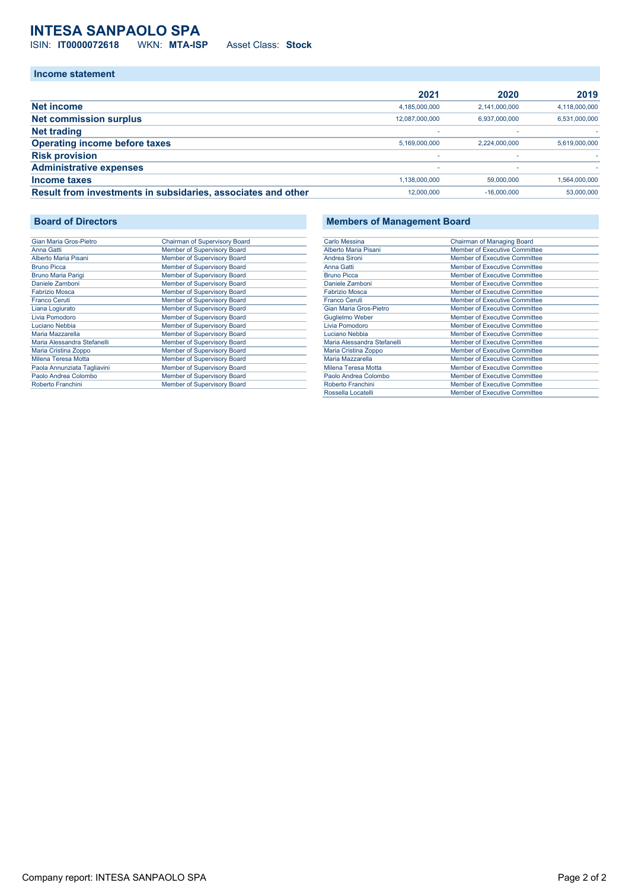# INTESA SANPAOLO SPA

ISIN: **IT0000072618** WKN: **MTA-ISP** Asset Class: **Stock**

## Income statement

| | 2021 | 2020 | 2019 |
|---|---|---|---|
| **Net income** | 4,185,000,000 | 2,141,000,000 | 4,118,000,000 |
| **Net commission surplus** | 12,087,000,000 | 6,937,000,000 | 6,531,000,000 |
| **Net trading** | - | - | - |
| **Operating income before taxes** | 5,169,000,000 | 2,224,000,000 | 5,619,000,000 |
| **Risk provision** | - | - | - |
| **Administrative expenses** | - | - | - |
| **Income taxes** | 1,138,000,000 | 59,000,000 | 1,564,000,000 |
| **Result from investments in subsidaries, associates and other** | 12,000,000 | -16,000,000 | 53,000,000 |

## Board of Directors

| | |
|---|---|
| Gian Maria Gros-Pietro | Chairman of Supervisory Board |
| Anna Gatti | Member of Supervisory Board |
| Alberto Maria Pisani | Member of Supervisory Board |
| Bruno Picca | Member of Supervisory Board |
| Bruno Maria Parigi | Member of Supervisory Board |
| Daniele Zamboni | Member of Supervisory Board |
| Fabrizio Mosca | Member of Supervisory Board |
| Franco Ceruti | Member of Supervisory Board |
| Liana Logiurato | Member of Supervisory Board |
| Livia Pomodoro | Member of Supervisory Board |
| Luciano Nebbia | Member of Supervisory Board |
| Maria Mazzarella | Member of Supervisory Board |
| Maria Alessandra Stefanelli | Member of Supervisory Board |
| Maria Cristina Zoppo | Member of Supervisory Board |
| Milena Teresa Motta | Member of Supervisory Board |
| Paola Annunziata Tagliavini | Member of Supervisory Board |
| Paolo Andrea Colombo | Member of Supervisory Board |
| Roberto Franchini | Member of Supervisory Board |

## Members of Management Board

| | |
|---|---|
| Carlo Messina | Chairman of Managing Board |
| Alberto Maria Pisani | Member of Executive Committee |
| Andrea Sironi | Member of Executive Committee |
| Anna Gatti | Member of Executive Committee |
| Bruno Picca | Member of Executive Committee |
| Daniele Zamboni | Member of Executive Committee |
| Fabrizio Mosca | Member of Executive Committee |
| Franco Ceruti | Member of Executive Committee |
| Gian Maria Gros-Pietro | Member of Executive Committee |
| Guglielmo Weber | Member of Executive Committee |
| Livia Pomodoro | Member of Executive Committee |
| Luciano Nebbia | Member of Executive Committee |
| Maria Alessandra Stefanelli | Member of Executive Committee |
| Maria Cristina Zoppo | Member of Executive Committee |
| Maria Mazzarella | Member of Executive Committee |
| Milena Teresa Motta | Member of Executive Committee |
| Paolo Andrea Colombo | Member of Executive Committee |
| Roberto Franchini | Member of Executive Committee |
| Rossella Locatelli | Member of Executive Committee |